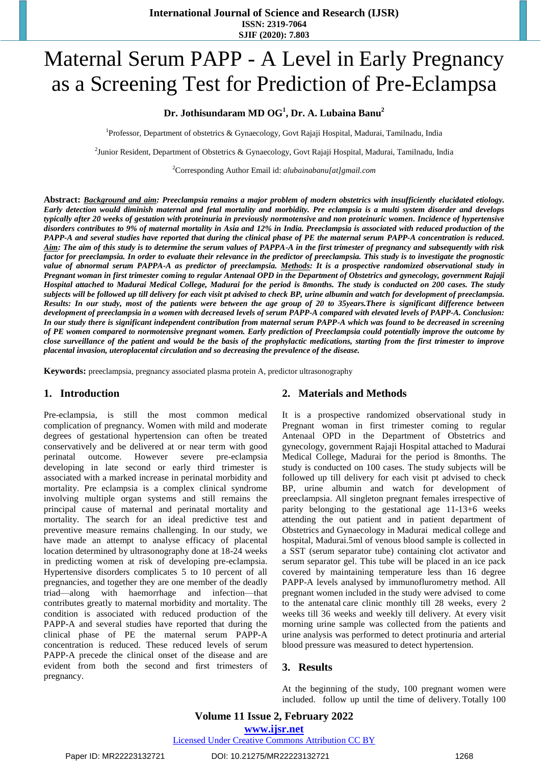# Maternal Serum PAPP - A Level in Early Pregnancy as a Screening Test for Prediction of Pre-Eclampsa

**Dr. Jothisundaram MD OG[1], Dr. A. Lubaina Banu[2]**

[1]Professor, Department of obstetrics & Gynaecology, Govt Rajaji Hospital, Madurai, Tamilnadu, India

[2]Junior Resident, Department of Obstetrics & Gynaecology, Govt Rajaji Hospital, Madurai, Tamilnadu, India

[2]Corresponding Author Email id: *alubainabanu[at]gmail.com*

**Abstract:** ***Background and aim****: Preeclampsia remains a major problem of modern obstetrics with insufficiently elucidated etiology. Early detection would diminish maternal and fetal mortality and morbidity. Pre eclampsia is a multi system disorder and develops typically after 20 weeks of gestation with proteinuria in previously normotensive and non proteinuric women. Incidence of hypertensive disorders contributes to 9% of maternal mortality in Asia and 12% in India. Preeclampsia is associated with reduced production of the PAPP-A and several studies have reported that during the clinical phase of PE the maternal serum PAPP-A concentration is reduced.* ***Aim****: The aim of this study is to determine the serum values of PAPPA-A in the first trimester of pregnancy and subsequently with risk factor for preeclampsia. In order to evaluate their relevance in the predictor of preeclampsia. This study is to investigate the prognostic value of abnormal serum PAPPA-A as predictor of preeclampsia.* ***Methods****: It is a prospective randomized observational study in Pregnant woman in first trimester coming to regular Antenaal OPD in the Department of Obstetrics and gynecology, government Rajaji Hospital attached to Madurai Medical College, Madurai for the period is 8months. The study is conducted on 200 cases. The study subjects will be followed up till delivery for each visit pt advised to check BP, urine albumin and watch for development of preeclampsia. Results: In our study, most of the patients were between the age group of 20 to 35years.There is significant difference between development of preeclampsia in a women with decreased levels of serum PAPP-A compared with elevated levels of PAPP-A. Conclusion: In our study there is significant independent contribution from maternal serum PAPP-A which was found to be decreased in screening of PE women compared to normotensive pregnant women. Early prediction of Preeclampsia could potentially improve the outcome by close surveillance of the patient and would be the basis of the prophylactic medications, starting from the first trimester to improve placental invasion, uteroplacental circulation and so decreasing the prevalence of the disease.*

**Keywords:** preeclampsia, pregnancy associated plasma protein A, predictor ultrasonography

## 1. Introduction

Pre-eclampsia, is still the most common medical complication of pregnancy. Women with mild and moderate degrees of gestational hypertension can often be treated conservatively and be delivered at or near term with good perinatal outcome. However severe pre-eclampsia developing in late second or early third trimester is associated with a marked increase in perinatal morbidity and mortality. Pre eclampsia is a complex clinical syndrome involving multiple organ systems and still remains the principal cause of maternal and perinatal mortality and mortality. The search for an ideal predictive test and preventive measure remains challenging. In our study, we have made an attempt to analyse efficacy of placental location determined by ultrasonography done at 18-24 weeks in predicting women at risk of developing pre-eclampsia. Hypertensive disorders complicates 5 to 10 percent of all pregnancies, and together they are one member of the deadly triad—along with haemorrhage and infection—that contributes greatly to maternal morbidity and mortality. The condition is associated with reduced production of the PAPP-A and several studies have reported that during the clinical phase of PE the maternal serum PAPP-A concentration is reduced. These reduced levels of serum PAPP-A precede the clinical onset of the disease and are evident from both the second and first trimesters of pregnancy.

## 2. Materials and Methods

It is a prospective randomized observational study in Pregnant woman in first trimester coming to regular Antenaal OPD in the Department of Obstetrics and gynecology, government Rajaji Hospital attached to Madurai Medical College, Madurai for the period is 8months. The study is conducted on 100 cases. The study subjects will be followed up till delivery for each visit pt advised to check BP, urine albumin and watch for development of preeclampsia. All singleton pregnant females irrespective of parity belonging to the gestational age 11-13+6 weeks attending the out patient and in patient department of Obstetrics and Gynaecology in Madurai medical college and hospital, Madurai.5ml of venous blood sample is collected in a SST (serum separator tube) containing clot activator and serum separator gel. This tube will be placed in an ice pack covered by maintaining temperature less than 16 degree PAPP-A levels analysed by immunoflurometry method. All pregnant women included in the study were advised to come to the antenatal care clinic monthly till 28 weeks, every 2 weeks till 36 weeks and weekly till delivery. At every visit morning urine sample was collected from the patients and urine analysis was performed to detect protinuria and arterial blood pressure was measured to detect hypertension.

## 3. Results

At the beginning of the study, 100 pregnant women were included. follow up until the time of delivery. Totally 100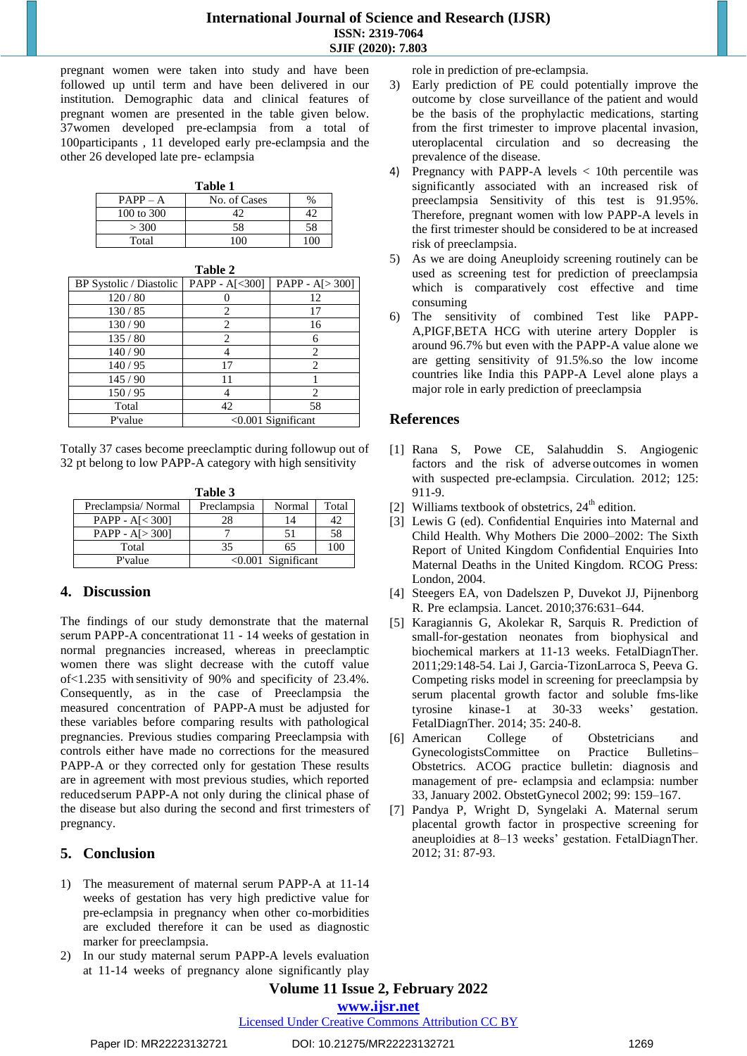pregnant women were taken into study and have been followed up until term and have been delivered in our institution. Demographic data and clinical features of pregnant women are presented in the table given below. 37women developed pre-eclampsia from a total of 100participants , 11 developed early pre-eclampsia and the other 26 developed late pre- eclampsia

**Table 1**

| PAPP – A | No. of Cases | % |
|---|---|---|
| 100 to 300 | 42 | 42 |
| > 300 | 58 | 58 |
| Total | 100 | 100 |

**Table 2**

| BP Systolic / Diastolic | PAPP - A[<300] | PAPP - A[> 300] |
|---|---|---|
| 120 / 80 | 0 | 12 |
| 130 / 85 | 2 | 17 |
| 130 / 90 | 2 | 16 |
| 135 / 80 | 2 | 6 |
| 140 / 90 | 4 | 2 |
| 140 / 95 | 17 | 2 |
| 145 / 90 | 11 | 1 |
| 150 / 95 | 4 | 2 |
| Total | 42 | 58 |
| P'value | <0.001 Significant | |

Totally 37 cases become preeclamptic during followup out of 32 pt belong to low PAPP-A category with high sensitivity

**Table 3**

| Preclampsia/ Normal | Preclampsia | Normal | Total |
|---|---|---|---|
| PAPP - A[< 300] | 28 | 14 | 42 |
| PAPP - A[> 300] | 7 | 51 | 58 |
| Total | 35 | 65 | 100 |
| P'value | <0.001 Significant | | |

## 4. Discussion

The findings of our study demonstrate that the maternal serum PAPP-A concentrationat 11 - 14 weeks of gestation in normal pregnancies increased, whereas in preeclamptic women there was slight decrease with the cutoff value of<1.235 with sensitivity of 90% and specificity of 23.4%. Consequently, as in the case of Preeclampsia the measured concentration of PAPP-A must be adjusted for these variables before comparing results with pathological pregnancies. Previous studies comparing Preeclampsia with controls either have made no corrections for the measured PAPP-A or they corrected only for gestation These results are in agreement with most previous studies, which reported reducedserum PAPP-A not only during the clinical phase of the disease but also during the second and first trimesters of pregnancy.

## 5. Conclusion

1) The measurement of maternal serum PAPP-A at 11-14 weeks of gestation has very high predictive value for pre-eclampsia in pregnancy when other co-morbidities are excluded therefore it can be used as diagnostic marker for preeclampsia.
2) In our study maternal serum PAPP-A levels evaluation at 11-14 weeks of pregnancy alone significantly play role in prediction of pre-eclampsia.
3) Early prediction of PE could potentially improve the outcome by close surveillance of the patient and would be the basis of the prophylactic medications, starting from the first trimester to improve placental invasion, uteroplacental circulation and so decreasing the prevalence of the disease.
4) Pregnancy with PAPP-A levels < 10th percentile was significantly associated with an increased risk of preeclampsia Sensitivity of this test is 91.95%. Therefore, pregnant women with low PAPP-A levels in the first trimester should be considered to be at increased risk of preeclampsia.
5) As we are doing Aneuploidy screening routinely can be used as screening test for prediction of preeclampsia which is comparatively cost effective and time consuming
6) The sensitivity of combined Test like PAPP-A,PIGF,BETA HCG with uterine artery Doppler is around 96.7% but even with the PAPP-A value alone we are getting sensitivity of 91.5%.so the low income countries like India this PAPP-A Level alone plays a major role in early prediction of preeclampsia

## References

[1] Rana S, Powe CE, Salahuddin S. Angiogenic factors and the risk of adverse outcomes in women with suspected pre-eclampsia. Circulation. 2012; 125: 911-9.

[2] Williams textbook of obstetrics, 24th edition.

[3] Lewis G (ed). Confidential Enquiries into Maternal and Child Health. Why Mothers Die 2000–2002: The Sixth Report of United Kingdom Confidential Enquiries Into Maternal Deaths in the United Kingdom. RCOG Press: London, 2004.

[4] Steegers EA, von Dadelszen P, Duvekot JJ, Pijnenborg R. Pre eclampsia. Lancet. 2010;376:631–644.

[5] Karagiannis G, Akolekar R, Sarquis R. Prediction of small-for-gestation neonates from biophysical and biochemical markers at 11-13 weeks. FetalDiagnTher. 2011;29:148-54. Lai J, Garcia-TizonLarroca S, Peeva G. Competing risks model in screening for preeclampsia by serum placental growth factor and soluble fms-like tyrosine kinase-1 at 30-33 weeks' gestation. FetalDiagnTher. 2014; 35: 240-8.

[6] American College of Obstetricians and GynecologistsCommittee on Practice Bulletins–Obstetrics. ACOG practice bulletin: diagnosis and management of pre- eclampsia and eclampsia: number 33, January 2002. ObstetGynecol 2002; 99: 159–167.

[7] Pandya P, Wright D, Syngelaki A. Maternal serum placental growth factor in prospective screening for aneuploidies at 8–13 weeks' gestation. FetalDiagnTher. 2012; 31: 87-93.